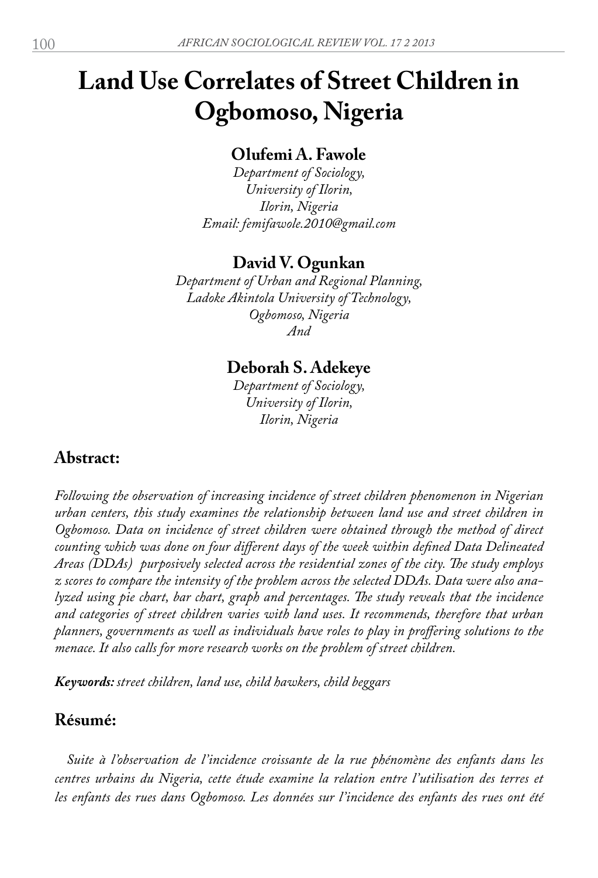# Land Use Correlates of Street Children in Ogbomoso, Nigeria

**Olufemi A. Fawole**
*Department of Sociology,*
*University of Ilorin,*
*Ilorin, Nigeria*
*Email: femifawole.2010@gmail.com*

**David V. Ogunkan**
*Department of Urban and Regional Planning,*
*Ladoke Akintola University of Technology,*
*Ogbomoso, Nigeria*
*And*

**Deborah S. Adekeye**
*Department of Sociology,*
*University of Ilorin,*
*Ilorin, Nigeria*

## Abstract:

*Following the observation of increasing incidence of street children phenomenon in Nigerian urban centers, this study examines the relationship between land use and street children in Ogbomoso. Data on incidence of street children were obtained through the method of direct counting which was done on four different days of the week within defined Data Delineated Areas (DDAs) purposively selected across the residential zones of the city. The study employs z scores to compare the intensity of the problem across the selected DDAs. Data were also analyzed using pie chart, bar chart, graph and percentages. The study reveals that the incidence and categories of street children varies with land uses. It recommends, therefore that urban planners, governments as well as individuals have roles to play in proffering solutions to the menace. It also calls for more research works on the problem of street children.*

***Keywords:*** *street children, land use, child hawkers, child beggars*

## Résumé:

*Suite à l'observation de l'incidence croissante de la rue phénomène des enfants dans les centres urbains du Nigeria, cette étude examine la relation entre l'utilisation des terres et les enfants des rues dans Ogbomoso. Les données sur l'incidence des enfants des rues ont été*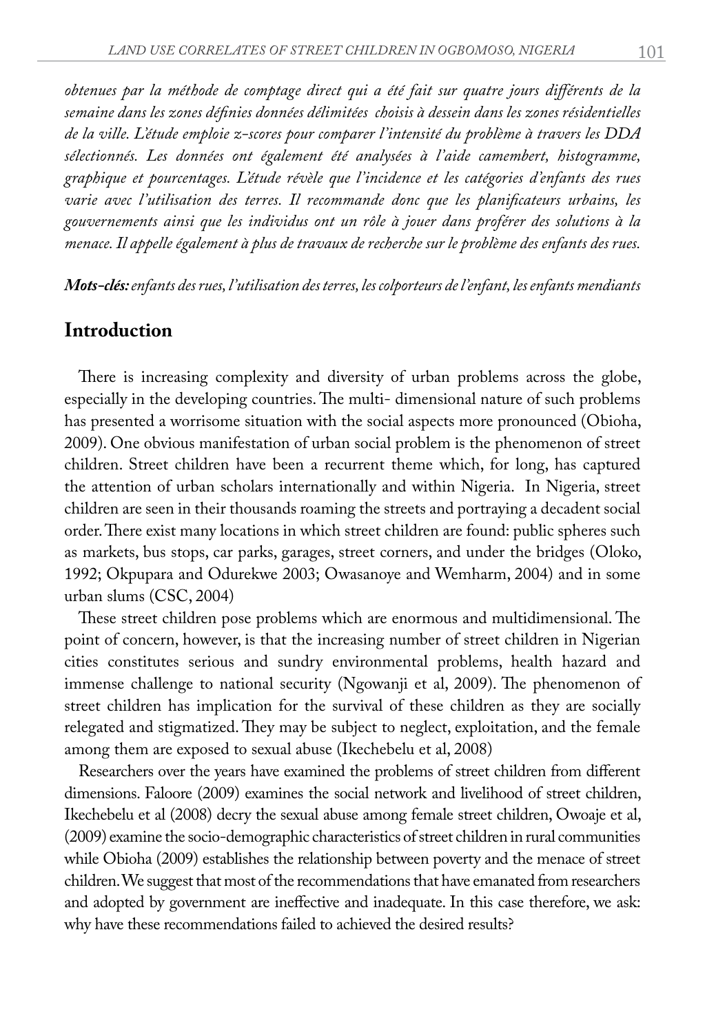*obtenues par la méthode de comptage direct qui a été fait sur quatre jours différents de la semaine dans les zones définies données délimitées choisis à dessein dans les zones résidentielles de la ville. L'étude emploie z-scores pour comparer l'intensité du problème à travers les DDA sélectionnés. Les données ont également été analysées à l'aide camembert, histogramme, graphique et pourcentages. L'étude révèle que l'incidence et les catégories d'enfants des rues varie avec l'utilisation des terres. Il recommande donc que les planificateurs urbains, les gouvernements ainsi que les individus ont un rôle à jouer dans proférer des solutions à la menace. Il appelle également à plus de travaux de recherche sur le problème des enfants des rues.*

***Mots-clés:** enfants des rues, l'utilisation des terres, les colporteurs de l'enfant, les enfants mendiants*

## Introduction

There is increasing complexity and diversity of urban problems across the globe, especially in the developing countries. The multi- dimensional nature of such problems has presented a worrisome situation with the social aspects more pronounced (Obioha, 2009). One obvious manifestation of urban social problem is the phenomenon of street children. Street children have been a recurrent theme which, for long, has captured the attention of urban scholars internationally and within Nigeria. In Nigeria, street children are seen in their thousands roaming the streets and portraying a decadent social order. There exist many locations in which street children are found: public spheres such as markets, bus stops, car parks, garages, street corners, and under the bridges (Oloko, 1992; Okpupara and Odurekwe 2003; Owasanoye and Wemharm, 2004) and in some urban slums (CSC, 2004)

These street children pose problems which are enormous and multidimensional. The point of concern, however, is that the increasing number of street children in Nigerian cities constitutes serious and sundry environmental problems, health hazard and immense challenge to national security (Ngowanji et al, 2009). The phenomenon of street children has implication for the survival of these children as they are socially relegated and stigmatized. They may be subject to neglect, exploitation, and the female among them are exposed to sexual abuse (Ikechebelu et al, 2008)

Researchers over the years have examined the problems of street children from different dimensions. Faloore (2009) examines the social network and livelihood of street children, Ikechebelu et al (2008) decry the sexual abuse among female street children, Owoaje et al, (2009) examine the socio-demographic characteristics of street children in rural communities while Obioha (2009) establishes the relationship between poverty and the menace of street children. We suggest that most of the recommendations that have emanated from researchers and adopted by government are ineffective and inadequate. In this case therefore, we ask: why have these recommendations failed to achieved the desired results?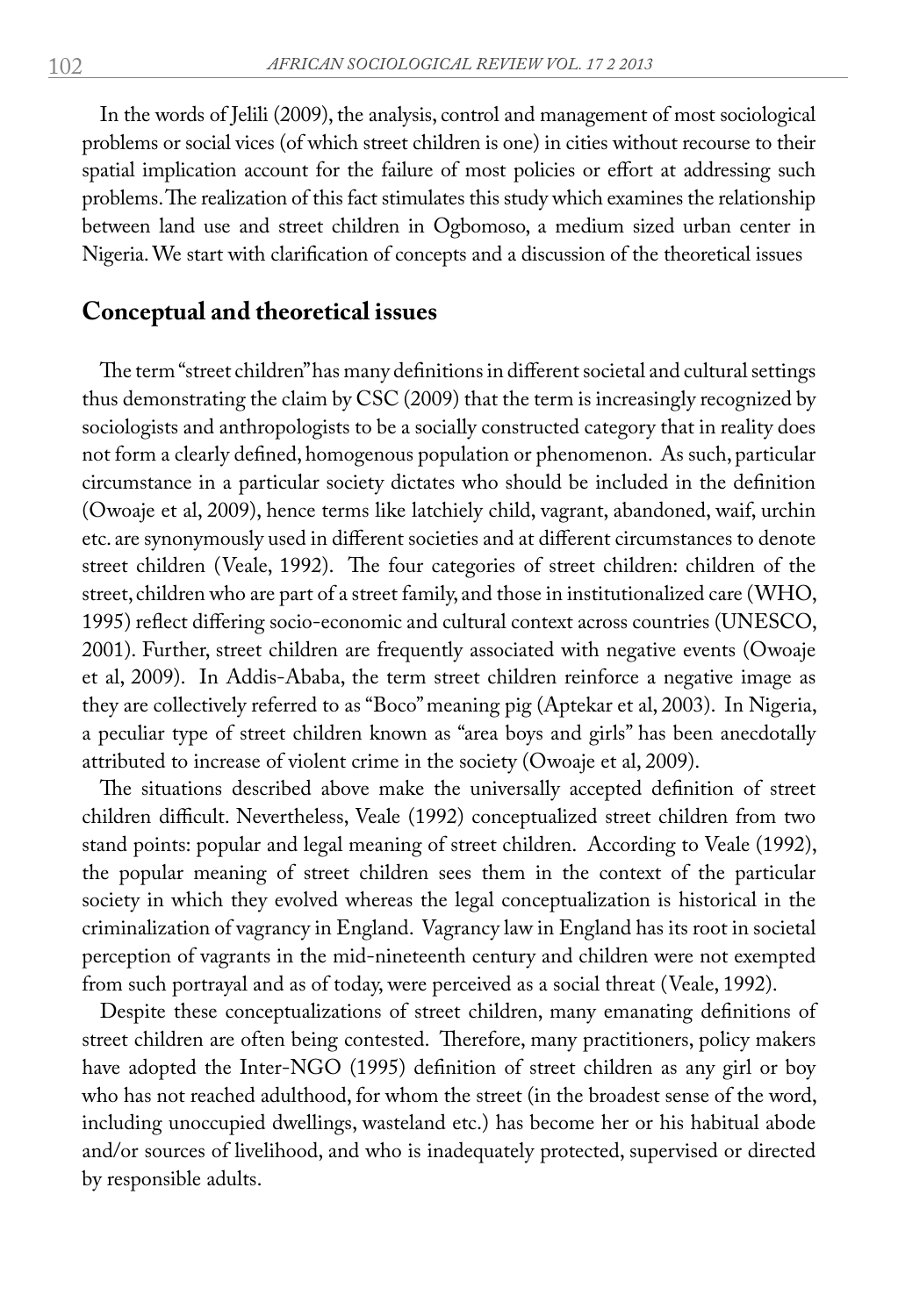In the words of Jelili (2009), the analysis, control and management of most sociological problems or social vices (of which street children is one) in cities without recourse to their spatial implication account for the failure of most policies or effort at addressing such problems. The realization of this fact stimulates this study which examines the relationship between land use and street children in Ogbomoso, a medium sized urban center in Nigeria. We start with clarification of concepts and a discussion of the theoretical issues

## Conceptual and theoretical issues

The term "street children" has many definitions in different societal and cultural settings thus demonstrating the claim by CSC (2009) that the term is increasingly recognized by sociologists and anthropologists to be a socially constructed category that in reality does not form a clearly defined, homogenous population or phenomenon. As such, particular circumstance in a particular society dictates who should be included in the definition (Owoaje et al, 2009), hence terms like latchiely child, vagrant, abandoned, waif, urchin etc. are synonymously used in different societies and at different circumstances to denote street children (Veale, 1992). The four categories of street children: children of the street, children who are part of a street family, and those in institutionalized care (WHO, 1995) reflect differing socio-economic and cultural context across countries (UNESCO, 2001). Further, street children are frequently associated with negative events (Owoaje et al, 2009). In Addis-Ababa, the term street children reinforce a negative image as they are collectively referred to as "Boco" meaning pig (Aptekar et al, 2003). In Nigeria, a peculiar type of street children known as "area boys and girls" has been anecdotally attributed to increase of violent crime in the society (Owoaje et al, 2009).

The situations described above make the universally accepted definition of street children difficult. Nevertheless, Veale (1992) conceptualized street children from two stand points: popular and legal meaning of street children. According to Veale (1992), the popular meaning of street children sees them in the context of the particular society in which they evolved whereas the legal conceptualization is historical in the criminalization of vagrancy in England. Vagrancy law in England has its root in societal perception of vagrants in the mid-nineteenth century and children were not exempted from such portrayal and as of today, were perceived as a social threat (Veale, 1992).

Despite these conceptualizations of street children, many emanating definitions of street children are often being contested. Therefore, many practitioners, policy makers have adopted the Inter-NGO (1995) definition of street children as any girl or boy who has not reached adulthood, for whom the street (in the broadest sense of the word, including unoccupied dwellings, wasteland etc.) has become her or his habitual abode and/or sources of livelihood, and who is inadequately protected, supervised or directed by responsible adults.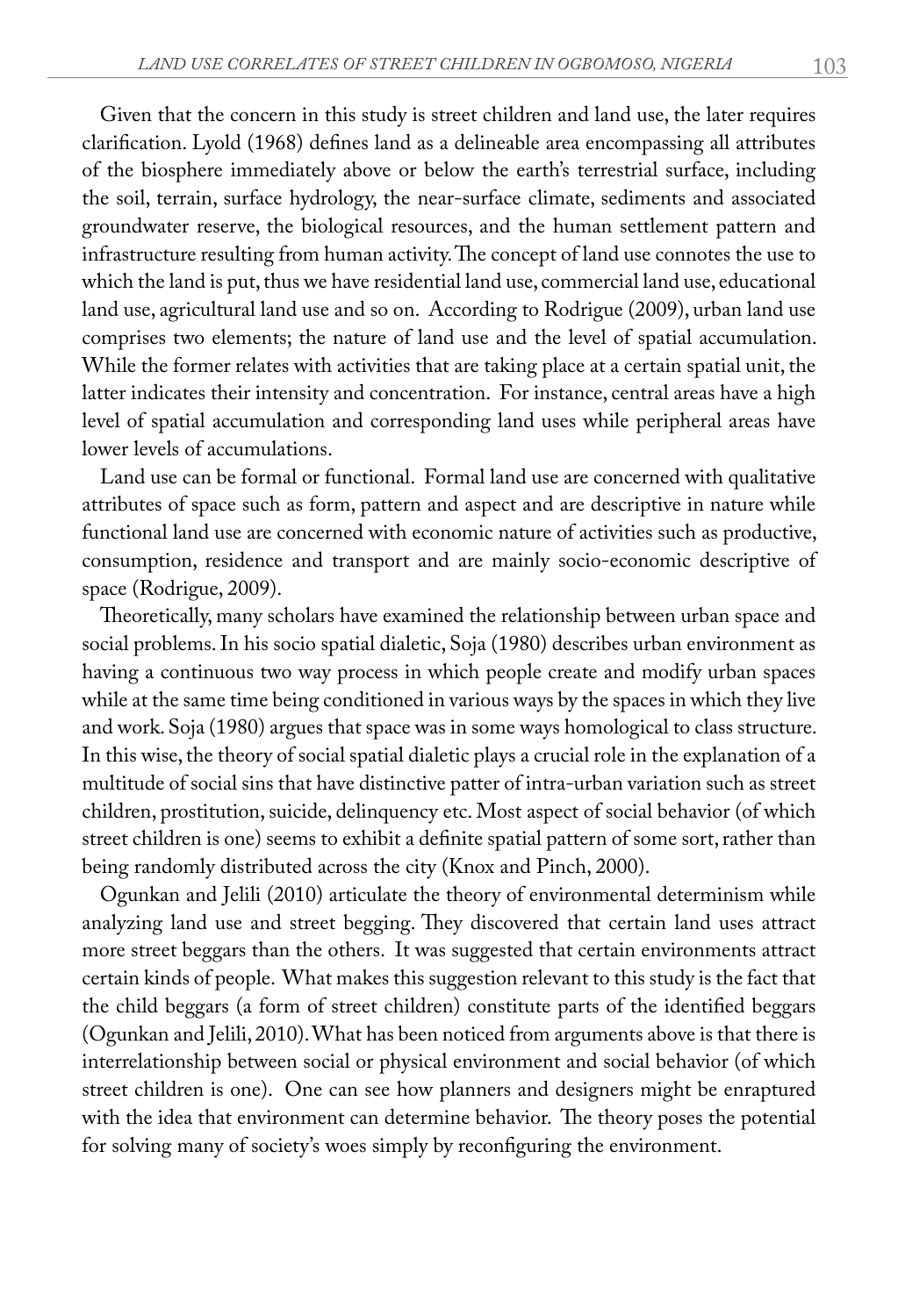Given that the concern in this study is street children and land use, the later requires clarification. Lyold (1968) defines land as a delineable area encompassing all attributes of the biosphere immediately above or below the earth's terrestrial surface, including the soil, terrain, surface hydrology, the near-surface climate, sediments and associated groundwater reserve, the biological resources, and the human settlement pattern and infrastructure resulting from human activity. The concept of land use connotes the use to which the land is put, thus we have residential land use, commercial land use, educational land use, agricultural land use and so on. According to Rodrigue (2009), urban land use comprises two elements; the nature of land use and the level of spatial accumulation. While the former relates with activities that are taking place at a certain spatial unit, the latter indicates their intensity and concentration. For instance, central areas have a high level of spatial accumulation and corresponding land uses while peripheral areas have lower levels of accumulations.

Land use can be formal or functional. Formal land use are concerned with qualitative attributes of space such as form, pattern and aspect and are descriptive in nature while functional land use are concerned with economic nature of activities such as productive, consumption, residence and transport and are mainly socio-economic descriptive of space (Rodrigue, 2009).

Theoretically, many scholars have examined the relationship between urban space and social problems. In his socio spatial dialetic, Soja (1980) describes urban environment as having a continuous two way process in which people create and modify urban spaces while at the same time being conditioned in various ways by the spaces in which they live and work. Soja (1980) argues that space was in some ways homological to class structure. In this wise, the theory of social spatial dialetic plays a crucial role in the explanation of a multitude of social sins that have distinctive patter of intra-urban variation such as street children, prostitution, suicide, delinquency etc. Most aspect of social behavior (of which street children is one) seems to exhibit a definite spatial pattern of some sort, rather than being randomly distributed across the city (Knox and Pinch, 2000).

Ogunkan and Jelili (2010) articulate the theory of environmental determinism while analyzing land use and street begging. They discovered that certain land uses attract more street beggars than the others. It was suggested that certain environments attract certain kinds of people. What makes this suggestion relevant to this study is the fact that the child beggars (a form of street children) constitute parts of the identified beggars (Ogunkan and Jelili, 2010). What has been noticed from arguments above is that there is interrelationship between social or physical environment and social behavior (of which street children is one). One can see how planners and designers might be enraptured with the idea that environment can determine behavior. The theory poses the potential for solving many of society's woes simply by reconfiguring the environment.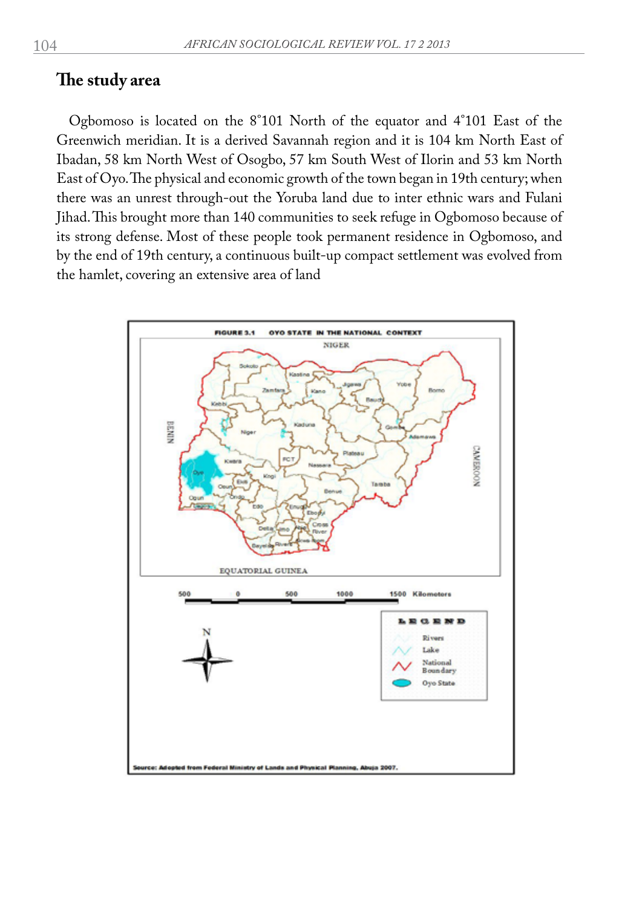## The study area

Ogbomoso is located on the 8°101 North of the equator and 4°101 East of the Greenwich meridian. It is a derived Savannah region and it is 104 km North East of Ibadan, 58 km North West of Osogbo, 57 km South West of Ilorin and 53 km North East of Oyo. The physical and economic growth of the town began in 19th century; when there was an unrest through-out the Yoruba land due to inter ethnic wars and Fulani Jihad. This brought more than 140 communities to seek refuge in Ogbomoso because of its strong defense. Most of these people took permanent residence in Ogbomoso, and by the end of 19th century, a continuous built-up compact settlement was evolved from the hamlet, covering an extensive area of land

FIGURE 3.1 OYO STATE IN THE NATIONAL CONTEXT

Source: Adopted from Federal Ministry of Lands and Physical Planning, Abuja 2007.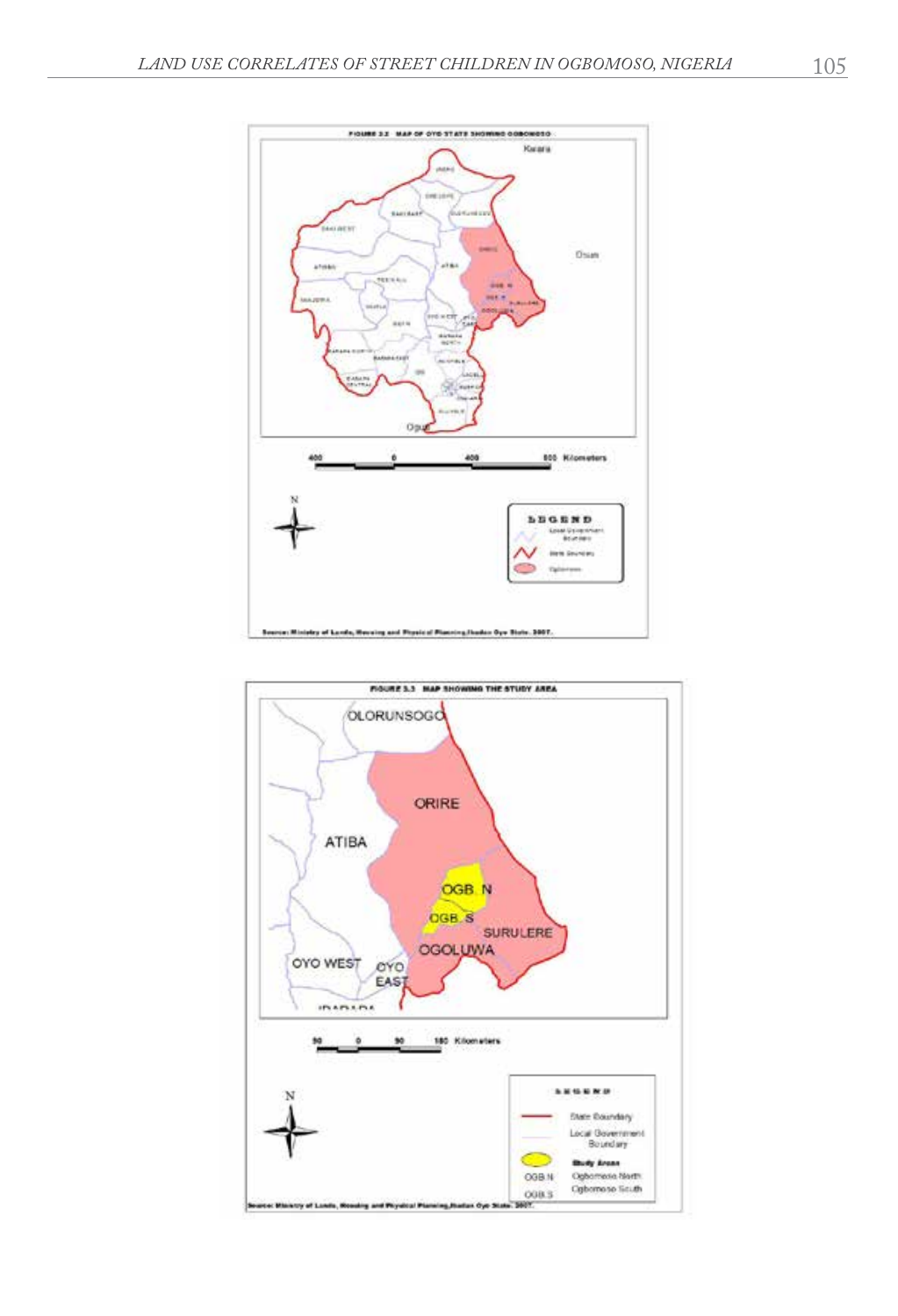FIGURE 3.2 MAP OF OYO STATE SHOWING OGBOMOSO

Source: Ministry of Lands, Housing and Physical Planning, Ibadan Oyo State. 2007.

FIGURE 3.3 MAP SHOWING THE STUDY AREA

Source: Ministry of Lands, Housing and Physical Planning, Ibadan Oyo State. 2007.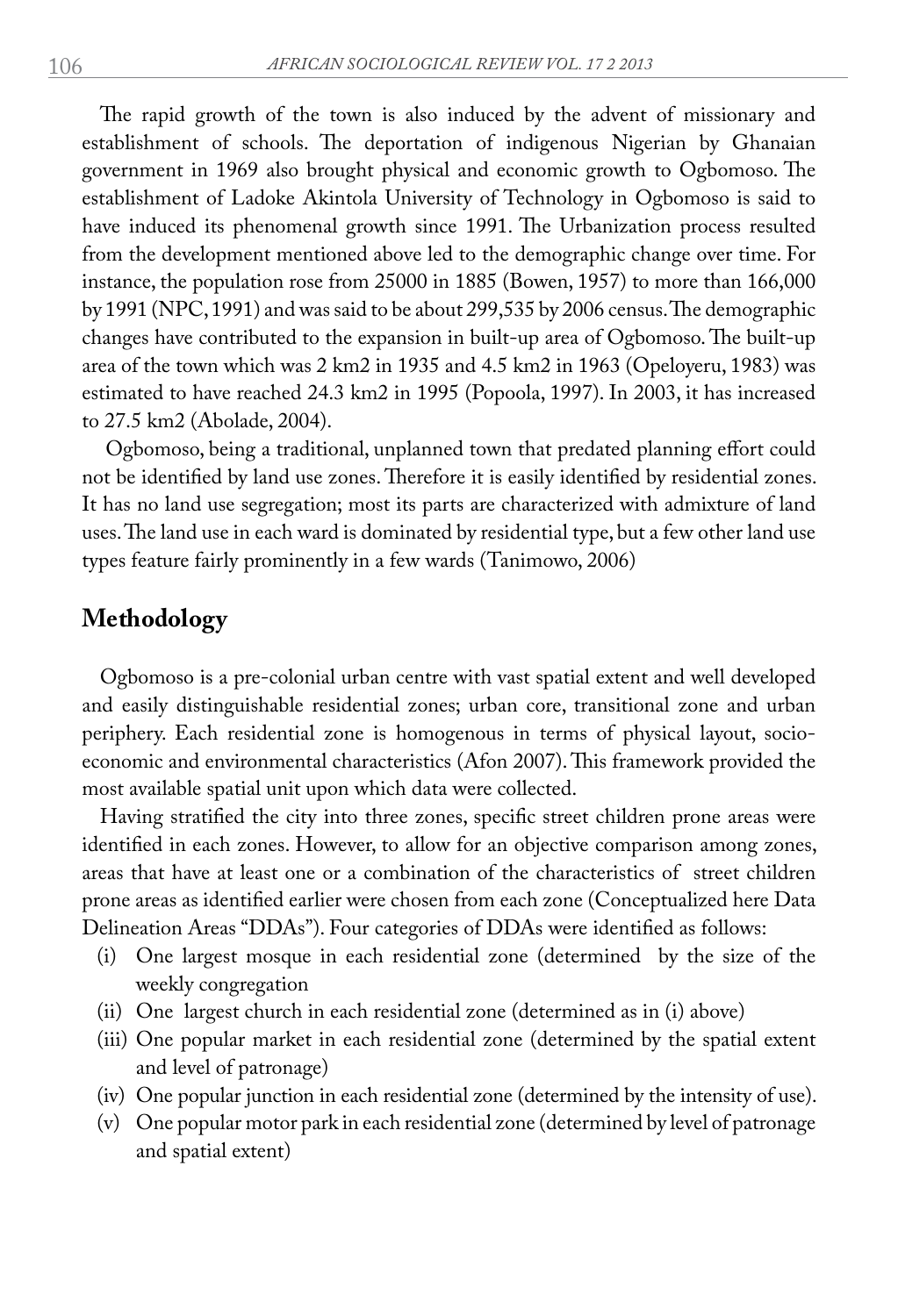The rapid growth of the town is also induced by the advent of missionary and establishment of schools. The deportation of indigenous Nigerian by Ghanaian government in 1969 also brought physical and economic growth to Ogbomoso. The establishment of Ladoke Akintola University of Technology in Ogbomoso is said to have induced its phenomenal growth since 1991. The Urbanization process resulted from the development mentioned above led to the demographic change over time. For instance, the population rose from 25000 in 1885 (Bowen, 1957) to more than 166,000 by 1991 (NPC, 1991) and was said to be about 299,535 by 2006 census. The demographic changes have contributed to the expansion in built-up area of Ogbomoso. The built-up area of the town which was 2 km2 in 1935 and 4.5 km2 in 1963 (Opeloyeru, 1983) was estimated to have reached 24.3 km2 in 1995 (Popoola, 1997). In 2003, it has increased to 27.5 km2 (Abolade, 2004).

Ogbomoso, being a traditional, unplanned town that predated planning effort could not be identified by land use zones. Therefore it is easily identified by residential zones. It has no land use segregation; most its parts are characterized with admixture of land uses. The land use in each ward is dominated by residential type, but a few other land use types feature fairly prominently in a few wards (Tanimowo, 2006)

## Methodology

Ogbomoso is a pre-colonial urban centre with vast spatial extent and well developed and easily distinguishable residential zones; urban core, transitional zone and urban periphery. Each residential zone is homogenous in terms of physical layout, socio-economic and environmental characteristics (Afon 2007). This framework provided the most available spatial unit upon which data were collected.

Having stratified the city into three zones, specific street children prone areas were identified in each zones. However, to allow for an objective comparison among zones, areas that have at least one or a combination of the characteristics of street children prone areas as identified earlier were chosen from each zone (Conceptualized here Data Delineation Areas "DDAs"). Four categories of DDAs were identified as follows:

(i) One largest mosque in each residential zone (determined by the size of the weekly congregation
(ii) One largest church in each residential zone (determined as in (i) above)
(iii) One popular market in each residential zone (determined by the spatial extent and level of patronage)
(iv) One popular junction in each residential zone (determined by the intensity of use).
(v) One popular motor park in each residential zone (determined by level of patronage and spatial extent)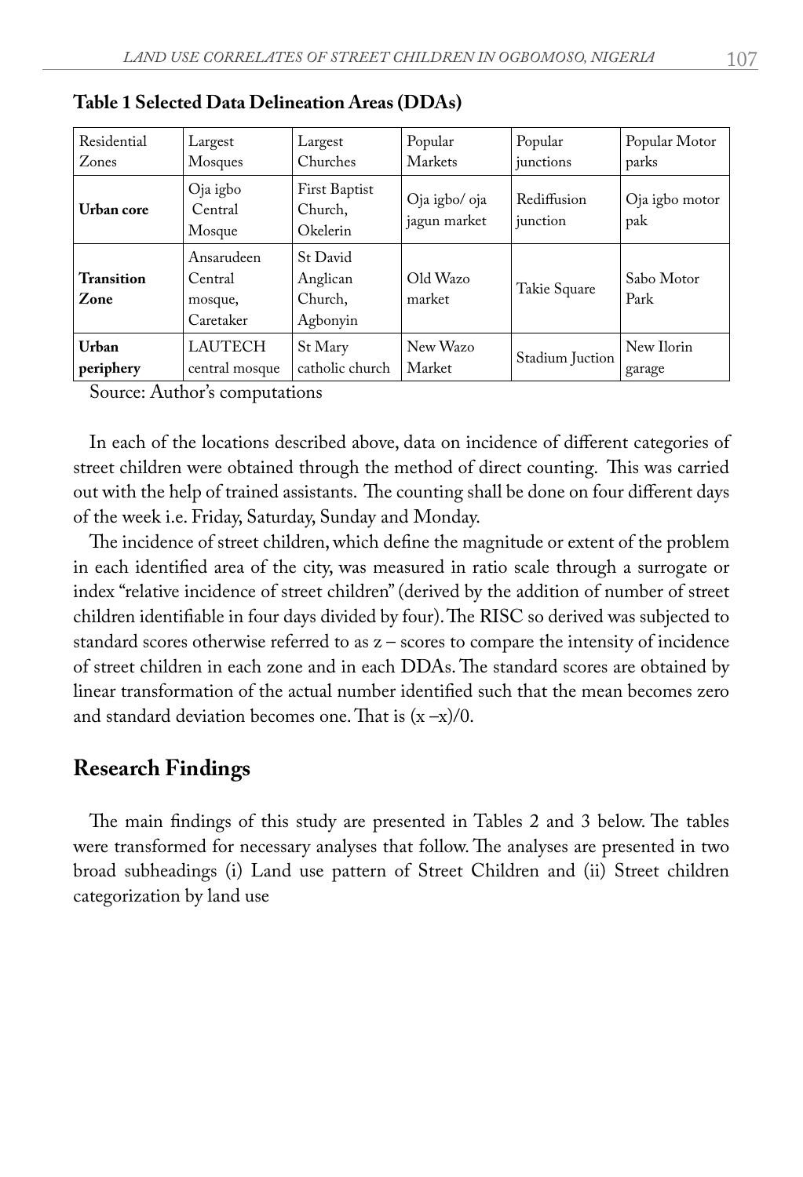**Table 1 Selected Data Delineation Areas (DDAs)**

| Residential Zones | Largest Mosques | Largest Churches | Popular Markets | Popular junctions | Popular Motor parks |
|---|---|---|---|---|---|
| **Urban core** | Oja igbo Central Mosque | First Baptist Church, Okelerin | Oja igbo/ oja jagun market | Rediffusion junction | Oja igbo motor pak |
| **Transition Zone** | Ansarudeen Central mosque, Caretaker | St David Anglican Church, Agbonyin | Old Wazo market | Takie Square | Sabo Motor Park |
| **Urban periphery** | LAUTECH central mosque | St Mary catholic church | New Wazo Market | Stadium Juction | New Ilorin garage |

Source: Author's computations

In each of the locations described above, data on incidence of different categories of street children were obtained through the method of direct counting. This was carried out with the help of trained assistants. The counting shall be done on four different days of the week i.e. Friday, Saturday, Sunday and Monday.

The incidence of street children, which define the magnitude or extent of the problem in each identified area of the city, was measured in ratio scale through a surrogate or index "relative incidence of street children" (derived by the addition of number of street children identifiable in four days divided by four). The RISC so derived was subjected to standard scores otherwise referred to as z – scores to compare the intensity of incidence of street children in each zone and in each DDAs. The standard scores are obtained by linear transformation of the actual number identified such that the mean becomes zero and standard deviation becomes one. That is (x –x)/0.

## Research Findings

The main findings of this study are presented in Tables 2 and 3 below. The tables were transformed for necessary analyses that follow. The analyses are presented in two broad subheadings (i) Land use pattern of Street Children and (ii) Street children categorization by land use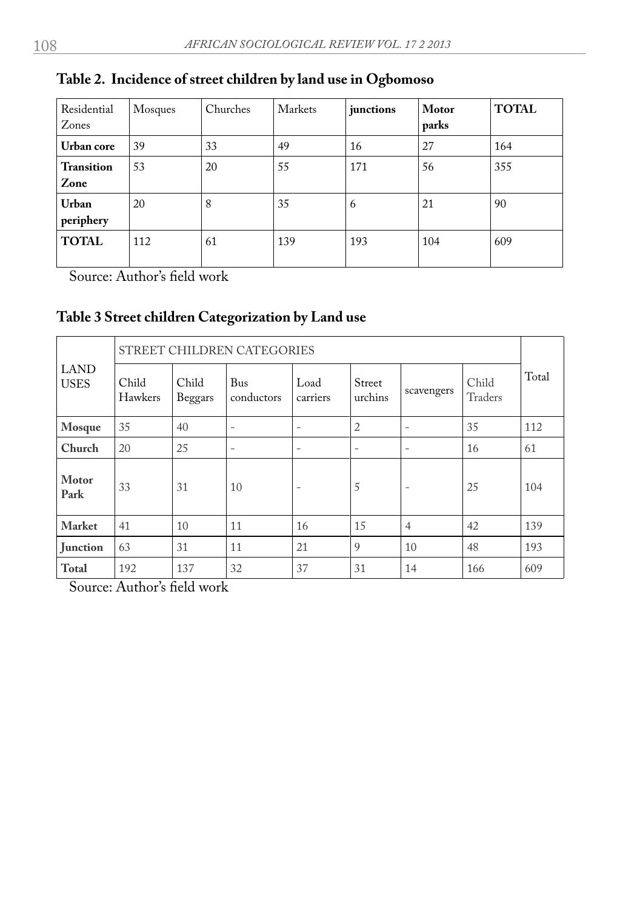**Table 2. Incidence of street children by land use in Ogbomoso**

| Residential Zones | Mosques | Churches | Markets | **junctions** | **Motor parks** | **TOTAL** |
|---|---|---|---|---|---|---|
| **Urban core** | 39 | 33 | 49 | 16 | 27 | 164 |
| **Transition Zone** | 53 | 20 | 55 | 171 | 56 | 355 |
| **Urban periphery** | 20 | 8 | 35 | 6 | 21 | 90 |
| **TOTAL** | 112 | 61 | 139 | 193 | 104 | 609 |

Source: Author's field work

**Table 3 Street children Categorization by Land use**

| LAND USES | STREET CHILDREN CATEGORIES | | | | | | | Total |
|---|---|---|---|---|---|---|---|---|
| | Child Hawkers | Child Beggars | Bus conductors | Load carriers | Street urchins | scavengers | Child Traders | |
| **Mosque** | 35 | 40 | - | - | 2 | - | 35 | 112 |
| **Church** | 20 | 25 | - | - | - | - | 16 | 61 |
| **Motor Park** | 33 | 31 | 10 | - | 5 | - | 25 | 104 |
| **Market** | 41 | 10 | 11 | 16 | 15 | 4 | 42 | 139 |
| **Junction** | 63 | 31 | 11 | 21 | 9 | 10 | 48 | 193 |
| **Total** | 192 | 137 | 32 | 37 | 31 | 14 | 166 | 609 |

Source: Author's field work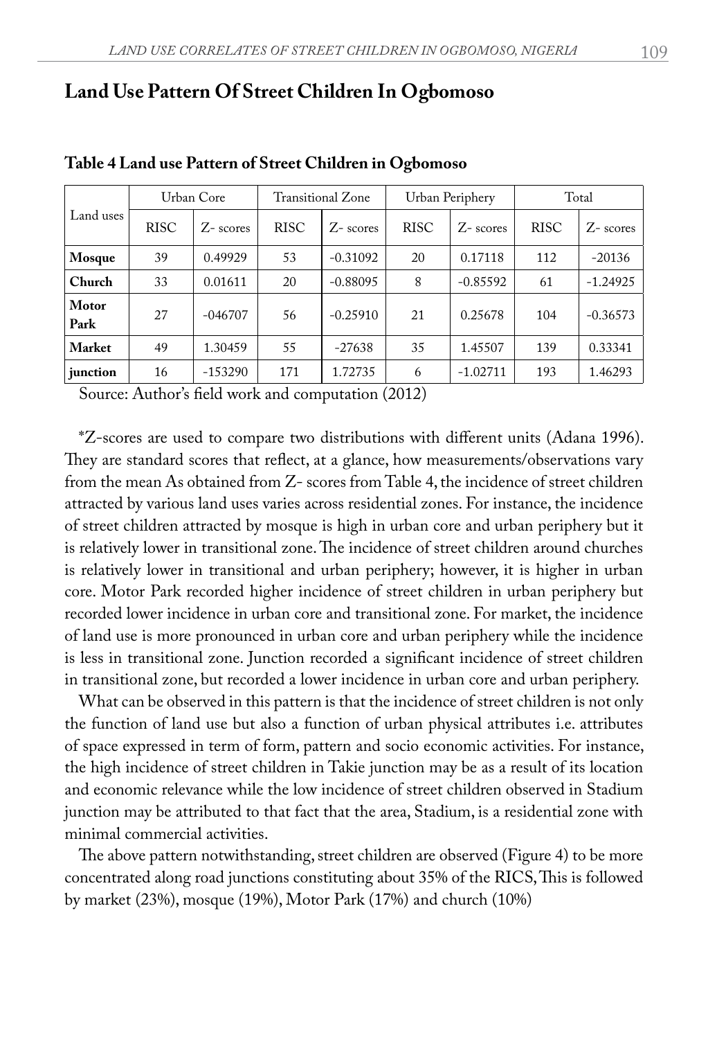## Land Use Pattern Of Street Children In Ogbomoso

**Table 4 Land use Pattern of Street Children in Ogbomoso**

| Land uses | Urban Core | | Transitional Zone | | Urban Periphery | | Total | |
|---|---|---|---|---|---|---|---|---|
| | RISC | Z- scores | RISC | Z- scores | RISC | Z- scores | RISC | Z- scores |
| **Mosque** | 39 | 0.49929 | 53 | -0.31092 | 20 | 0.17118 | 112 | -20136 |
| **Church** | 33 | 0.01611 | 20 | -0.88095 | 8 | -0.85592 | 61 | -1.24925 |
| **Motor Park** | 27 | -046707 | 56 | -0.25910 | 21 | 0.25678 | 104 | -0.36573 |
| **Market** | 49 | 1.30459 | 55 | -27638 | 35 | 1.45507 | 139 | 0.33341 |
| **junction** | 16 | -153290 | 171 | 1.72735 | 6 | -1.02711 | 193 | 1.46293 |

Source: Author's field work and computation (2012)

*Z-scores are used to compare two distributions with different units (Adana 1996). They are standard scores that reflect, at a glance, how measurements/observations vary from the mean As obtained from Z- scores from Table 4, the incidence of street children attracted by various land uses varies across residential zones. For instance, the incidence of street children attracted by mosque is high in urban core and urban periphery but it is relatively lower in transitional zone. The incidence of street children around churches is relatively lower in transitional and urban periphery; however, it is higher in urban core. Motor Park recorded higher incidence of street children in urban periphery but recorded lower incidence in urban core and transitional zone. For market, the incidence of land use is more pronounced in urban core and urban periphery while the incidence is less in transitional zone. Junction recorded a significant incidence of street children in transitional zone, but recorded a lower incidence in urban core and urban periphery.

What can be observed in this pattern is that the incidence of street children is not only the function of land use but also a function of urban physical attributes i.e. attributes of space expressed in term of form, pattern and socio economic activities. For instance, the high incidence of street children in Takie junction may be as a result of its location and economic relevance while the low incidence of street children observed in Stadium junction may be attributed to that fact that the area, Stadium, is a residential zone with minimal commercial activities.

The above pattern notwithstanding, street children are observed (Figure 4) to be more concentrated along road junctions constituting about 35% of the RICS, This is followed by market (23%), mosque (19%), Motor Park (17%) and church (10%)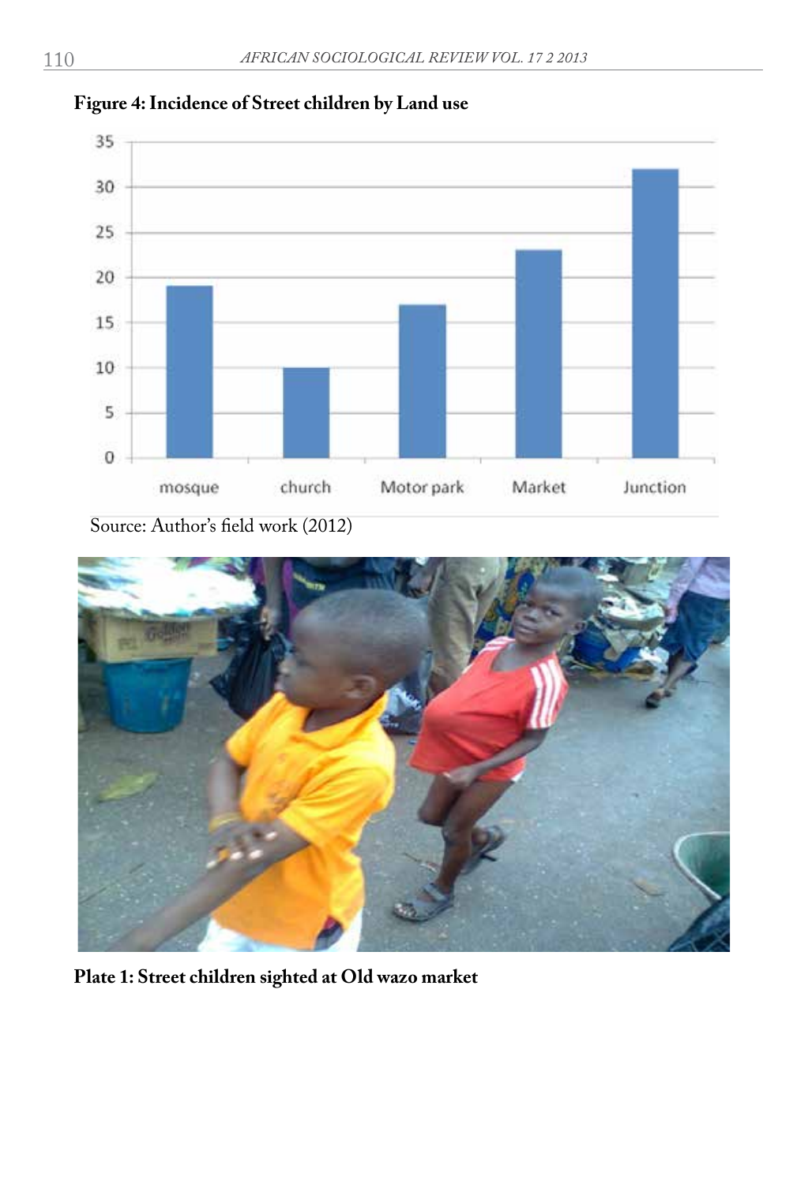**Figure 4: Incidence of Street children by Land use**

Source: Author's field work (2012)

**Plate 1: Street children sighted at Old wazo market**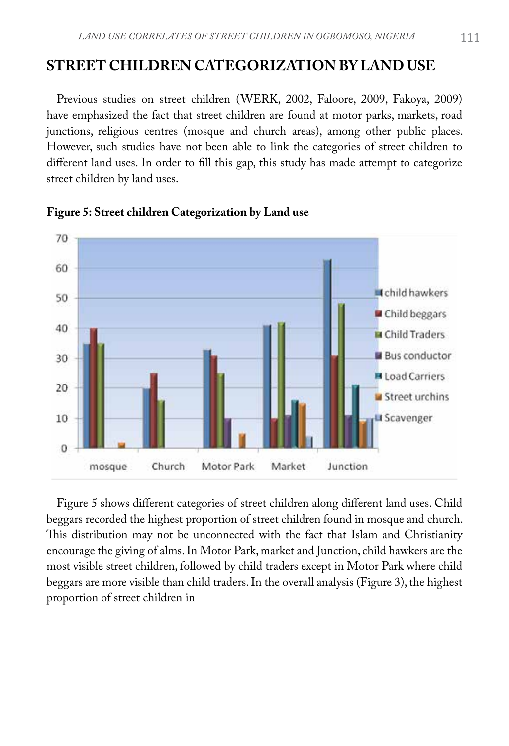## STREET CHILDREN CATEGORIZATION BY LAND USE

Previous studies on street children (WERK, 2002, Faloore, 2009, Fakoya, 2009) have emphasized the fact that street children are found at motor parks, markets, road junctions, religious centres (mosque and church areas), among other public places. However, such studies have not been able to link the categories of street children to different land uses. In order to fill this gap, this study has made attempt to categorize street children by land uses.

**Figure 5: Street children Categorization by Land use**

Figure 5 shows different categories of street children along different land uses. Child beggars recorded the highest proportion of street children found in mosque and church. This distribution may not be unconnected with the fact that Islam and Christianity encourage the giving of alms. In Motor Park, market and Junction, child hawkers are the most visible street children, followed by child traders except in Motor Park where child beggars are more visible than child traders. In the overall analysis (Figure 3), the highest proportion of street children in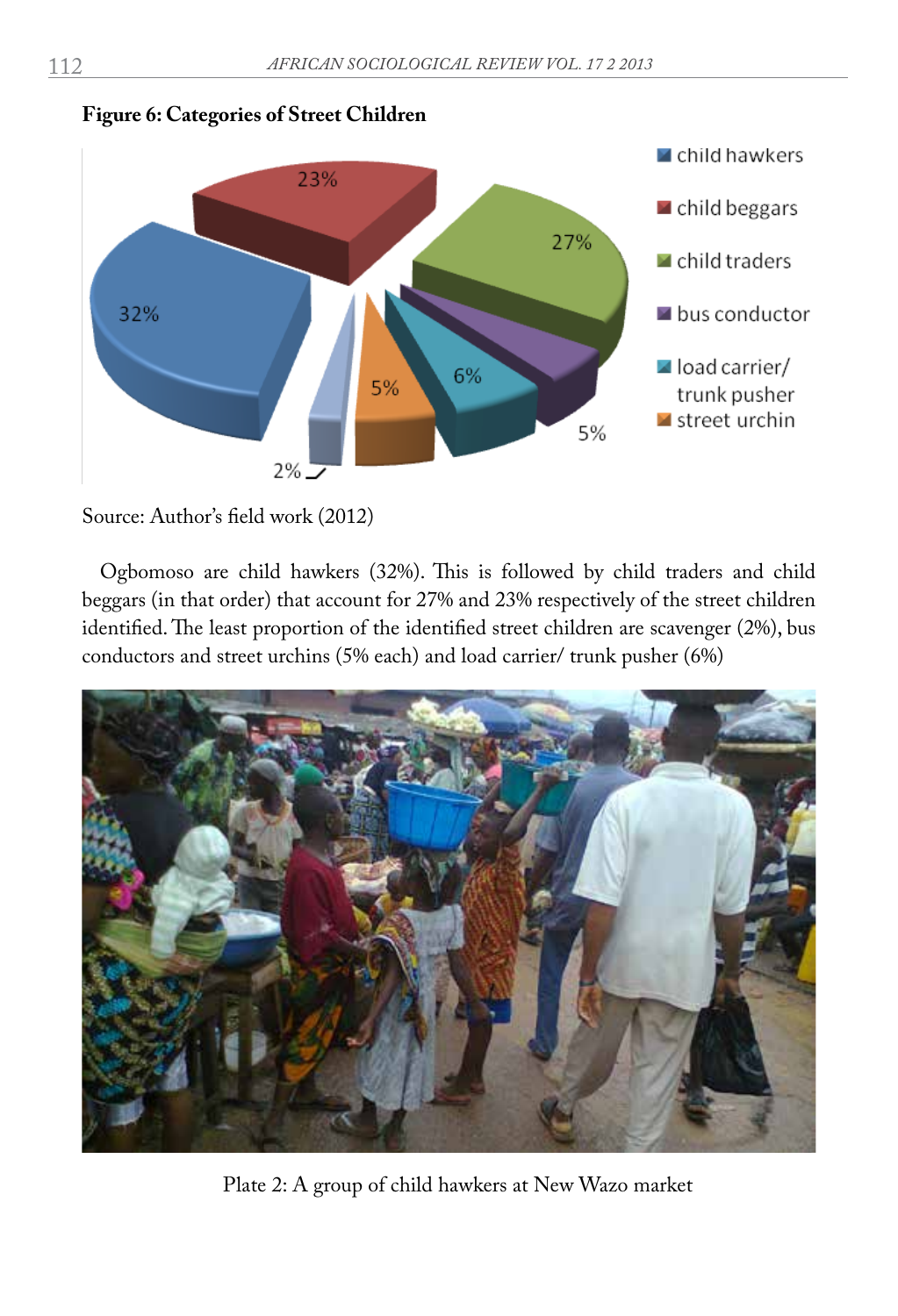**Figure 6: Categories of Street Children**

Source: Author's field work (2012)

Ogbomoso are child hawkers (32%). This is followed by child traders and child beggars (in that order) that account for 27% and 23% respectively of the street children identified. The least proportion of the identified street children are scavenger (2%), bus conductors and street urchins (5% each) and load carrier/ trunk pusher (6%)

Plate 2: A group of child hawkers at New Wazo market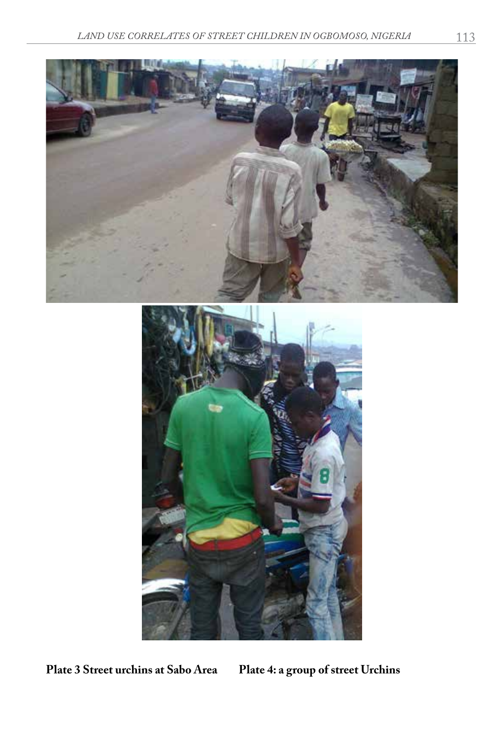Plate 3 Street urchins at Sabo Area Plate 4: a group of street Urchins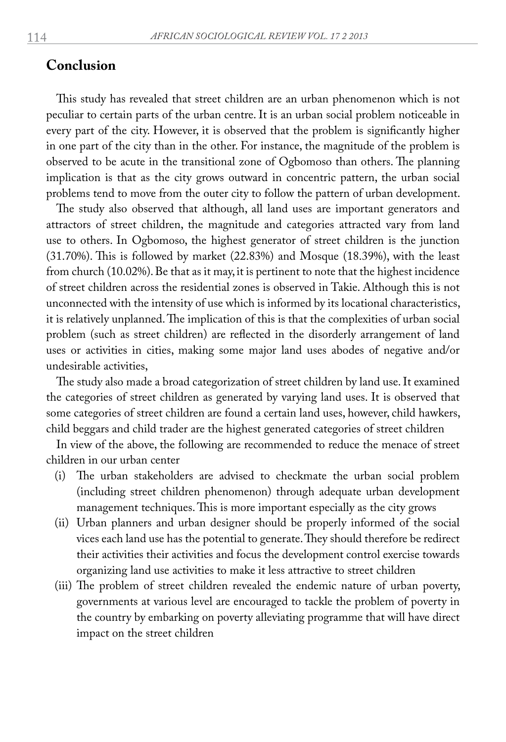## Conclusion

This study has revealed that street children are an urban phenomenon which is not peculiar to certain parts of the urban centre. It is an urban social problem noticeable in every part of the city. However, it is observed that the problem is significantly higher in one part of the city than in the other. For instance, the magnitude of the problem is observed to be acute in the transitional zone of Ogbomoso than others. The planning implication is that as the city grows outward in concentric pattern, the urban social problems tend to move from the outer city to follow the pattern of urban development.

The study also observed that although, all land uses are important generators and attractors of street children, the magnitude and categories attracted vary from land use to others. In Ogbomoso, the highest generator of street children is the junction (31.70%). This is followed by market (22.83%) and Mosque (18.39%), with the least from church (10.02%). Be that as it may, it is pertinent to note that the highest incidence of street children across the residential zones is observed in Takie. Although this is not unconnected with the intensity of use which is informed by its locational characteristics, it is relatively unplanned. The implication of this is that the complexities of urban social problem (such as street children) are reflected in the disorderly arrangement of land uses or activities in cities, making some major land uses abodes of negative and/or undesirable activities,

The study also made a broad categorization of street children by land use. It examined the categories of street children as generated by varying land uses. It is observed that some categories of street children are found a certain land uses, however, child hawkers, child beggars and child trader are the highest generated categories of street children

In view of the above, the following are recommended to reduce the menace of street children in our urban center

(i) The urban stakeholders are advised to checkmate the urban social problem (including street children phenomenon) through adequate urban development management techniques. This is more important especially as the city grows
(ii) Urban planners and urban designer should be properly informed of the social vices each land use has the potential to generate. They should therefore be redirect their activities their activities and focus the development control exercise towards organizing land use activities to make it less attractive to street children
(iii) The problem of street children revealed the endemic nature of urban poverty, governments at various level are encouraged to tackle the problem of poverty in the country by embarking on poverty alleviating programme that will have direct impact on the street children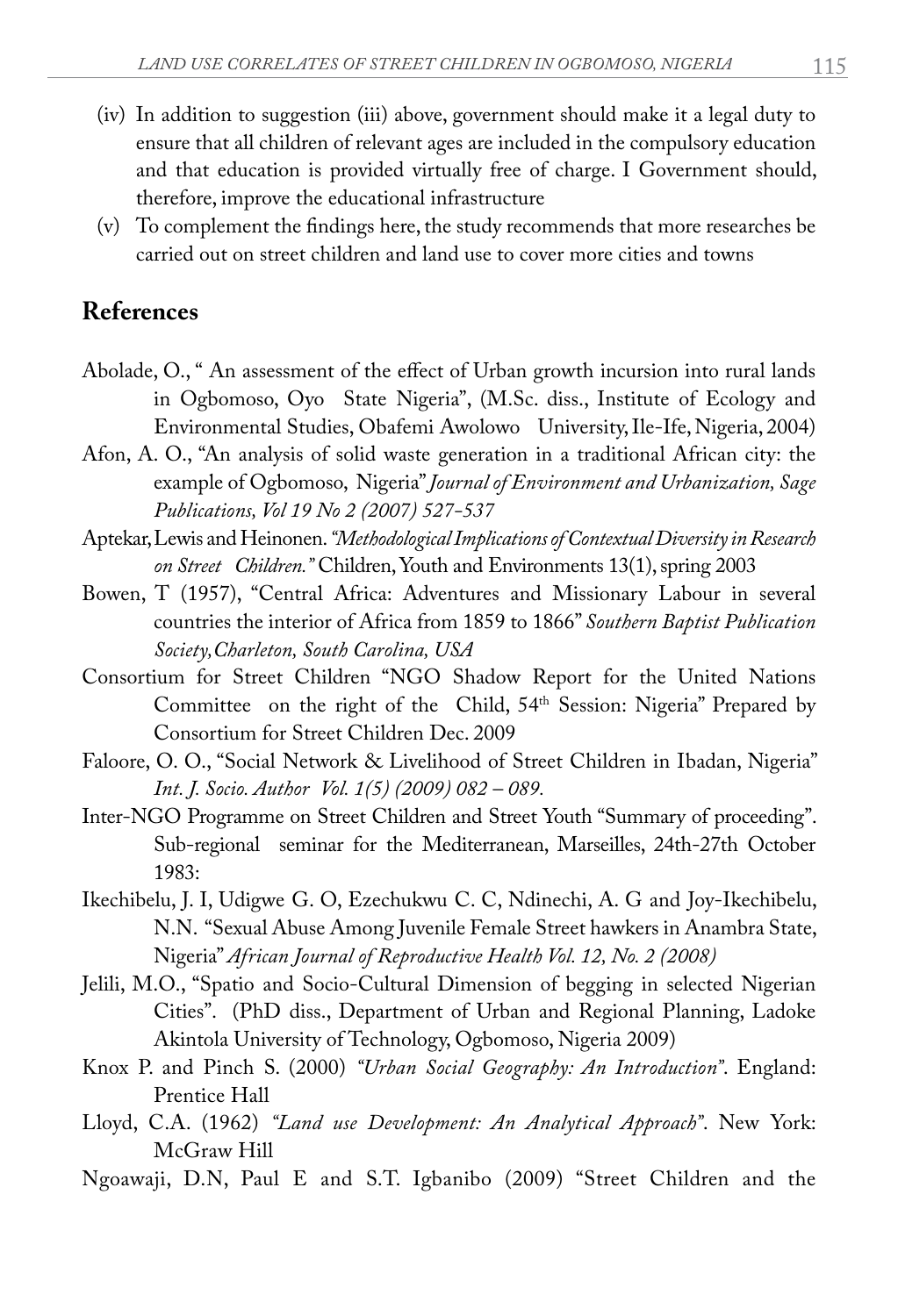(iv) In addition to suggestion (iii) above, government should make it a legal duty to ensure that all children of relevant ages are included in the compulsory education and that education is provided virtually free of charge. I Government should, therefore, improve the educational infrastructure

(v) To complement the findings here, the study recommends that more researches be carried out on street children and land use to cover more cities and towns

## References

Abolade, O., " An assessment of the effect of Urban growth incursion into rural lands in Ogbomoso, Oyo State Nigeria", (M.Sc. diss., Institute of Ecology and Environmental Studies, Obafemi Awolowo University, Ile-Ife, Nigeria, 2004)

Afon, A. O., "An analysis of solid waste generation in a traditional African city: the example of Ogbomoso, Nigeria" *Journal of Environment and Urbanization, Sage Publications, Vol 19 No 2 (2007) 527-537*

Aptekar, Lewis and Heinonen. *"Methodological Implications of Contextual Diversity in Research on Street Children."* Children, Youth and Environments 13(1), spring 2003

Bowen, T (1957), "Central Africa: Adventures and Missionary Labour in several countries the interior of Africa from 1859 to 1866" *Southern Baptist Publication Society, Charleton, South Carolina, USA*

Consortium for Street Children "NGO Shadow Report for the United Nations Committee on the right of the Child, 54th Session: Nigeria" Prepared by Consortium for Street Children Dec. 2009

Faloore, O. O., "Social Network & Livelihood of Street Children in Ibadan, Nigeria" *Int. J. Socio. Author Vol. 1(5) (2009) 082 – 089.*

Inter-NGO Programme on Street Children and Street Youth "Summary of proceeding". Sub-regional seminar for the Mediterranean, Marseilles, 24th-27th October 1983:

Ikechibelu, J. I, Udigwe G. O, Ezechukwu C. C, Ndinechi, A. G and Joy-Ikechibelu, N.N. "Sexual Abuse Among Juvenile Female Street hawkers in Anambra State, Nigeria" *African Journal of Reproductive Health Vol. 12, No. 2 (2008)*

Jelili, M.O., "Spatio and Socio-Cultural Dimension of begging in selected Nigerian Cities". (PhD diss., Department of Urban and Regional Planning, Ladoke Akintola University of Technology, Ogbomoso, Nigeria 2009)

Knox P. and Pinch S. (2000) *"Urban Social Geography: An Introduction"*. England: Prentice Hall

Lloyd, C.A. (1962) *"Land use Development: An Analytical Approach"*. New York: McGraw Hill

Ngoawaji, D.N, Paul E and S.T. Igbanibo (2009) "Street Children and the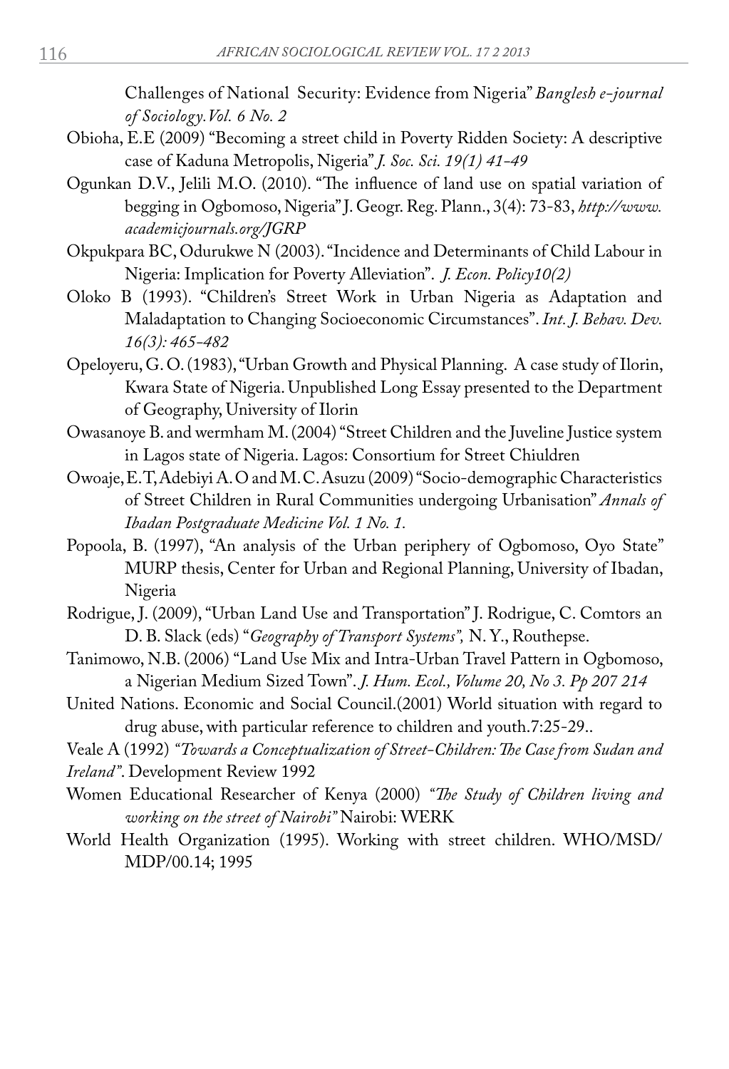Challenges of National Security: Evidence from Nigeria" *Banglesh e-journal of Sociology. Vol. 6 No. 2*

Obioha, E.E (2009) "Becoming a street child in Poverty Ridden Society: A descriptive case of Kaduna Metropolis, Nigeria" *J. Soc. Sci. 19(1) 41-49*

Ogunkan D.V., Jelili M.O. (2010). "The influence of land use on spatial variation of begging in Ogbomoso, Nigeria" J. Geogr. Reg. Plann., 3(4): 73-83, *http://www.academicjournals.org/JGRP*

Okpukpara BC, Odurukwe N (2003). "Incidence and Determinants of Child Labour in Nigeria: Implication for Poverty Alleviation". *J. Econ. Policy10(2)*

Oloko B (1993). "Children's Street Work in Urban Nigeria as Adaptation and Maladaptation to Changing Socioeconomic Circumstances". *Int. J. Behav. Dev. 16(3): 465–482*

Opeloyeru, G. O. (1983), "Urban Growth and Physical Planning. A case study of Ilorin, Kwara State of Nigeria. Unpublished Long Essay presented to the Department of Geography, University of Ilorin

Owasanoye B. and wermham M. (2004) "Street Children and the Juveline Justice system in Lagos state of Nigeria. Lagos: Consortium for Street Chiuldren

Owoaje, E. T, Adebiyi A. O and M. C. Asuzu (2009) "Socio-demographic Characteristics of Street Children in Rural Communities undergoing Urbanisation" *Annals of Ibadan Postgraduate Medicine Vol. 1 No. 1.*

Popoola, B. (1997), "An analysis of the Urban periphery of Ogbomoso, Oyo State" MURP thesis, Center for Urban and Regional Planning, University of Ibadan, Nigeria

Rodrigue, J. (2009), "Urban Land Use and Transportation" J. Rodrigue, C. Comtors an D. B. Slack (eds) "*Geography of Transport Systems",* N. Y., Routhepse.

Tanimowo, N.B. (2006) "Land Use Mix and Intra-Urban Travel Pattern in Ogbomoso, a Nigerian Medium Sized Town". *J. Hum. Ecol., Volume 20, No 3. Pp 207 214*

United Nations. Economic and Social Council.(2001) World situation with regard to drug abuse, with particular reference to children and youth.7:25-29..

Veale A (1992) *"Towards a Conceptualization of Street-Children: The Case from Sudan and Ireland".* Development Review 1992

Women Educational Researcher of Kenya (2000) *"The Study of Children living and working on the street of Nairobi"* Nairobi: WERK

World Health Organization (1995). Working with street children. WHO/MSD/MDP/00.14; 1995